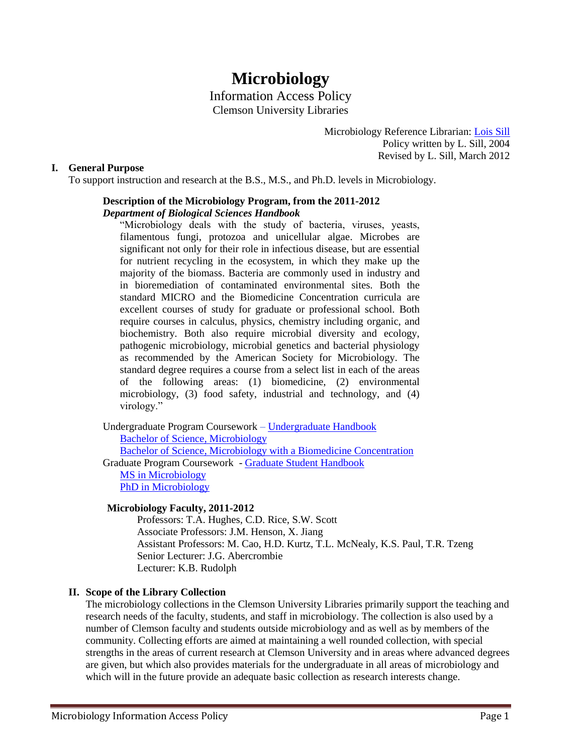# Microbiology

Information Access Policy
Clemson University Libraries

Microbiology Reference Librarian: Lois Sill
Policy written by L. Sill, 2004
Revised by L. Sill, March 2012

## I. General Purpose

To support instruction and research at the B.S., M.S., and Ph.D. levels in Microbiology.

**Description of the Microbiology Program, from the 2011-2012** ***Department of Biological Sciences Handbook***

> "Microbiology deals with the study of bacteria, viruses, yeasts, filamentous fungi, protozoa and unicellular algae. Microbes are significant not only for their role in infectious disease, but are essential for nutrient recycling in the ecosystem, in which they make up the majority of the biomass. Bacteria are commonly used in industry and in bioremediation of contaminated environmental sites. Both the standard MICRO and the Biomedicine Concentration curricula are excellent courses of study for graduate or professional school. Both require courses in calculus, physics, chemistry including organic, and biochemistry. Both also require microbial diversity and ecology, pathogenic microbiology, microbial genetics and bacterial physiology as recommended by the American Society for Microbiology. The standard degree requires a course from a select list in each of the areas of the following areas: (1) biomedicine, (2) environmental microbiology, (3) food safety, industrial and technology, and (4) virology."

Undergraduate Program Coursework – Undergraduate Handbook
- Bachelor of Science, Microbiology
- Bachelor of Science, Microbiology with a Biomedicine Concentration

Graduate Program Coursework - Graduate Student Handbook
- MS in Microbiology
- PhD in Microbiology

**Microbiology Faculty, 2011-2012**

Professors: T.A. Hughes, C.D. Rice, S.W. Scott
Associate Professors: J.M. Henson, X. Jiang
Assistant Professors: M. Cao, H.D. Kurtz, T.L. McNealy, K.S. Paul, T.R. Tzeng
Senior Lecturer: J.G. Abercrombie
Lecturer: K.B. Rudolph

## II. Scope of the Library Collection

The microbiology collections in the Clemson University Libraries primarily support the teaching and research needs of the faculty, students, and staff in microbiology. The collection is also used by a number of Clemson faculty and students outside microbiology and as well as by members of the community. Collecting efforts are aimed at maintaining a well rounded collection, with special strengths in the areas of current research at Clemson University and in areas where advanced degrees are given, but which also provides materials for the undergraduate in all areas of microbiology and which will in the future provide an adequate basic collection as research interests change.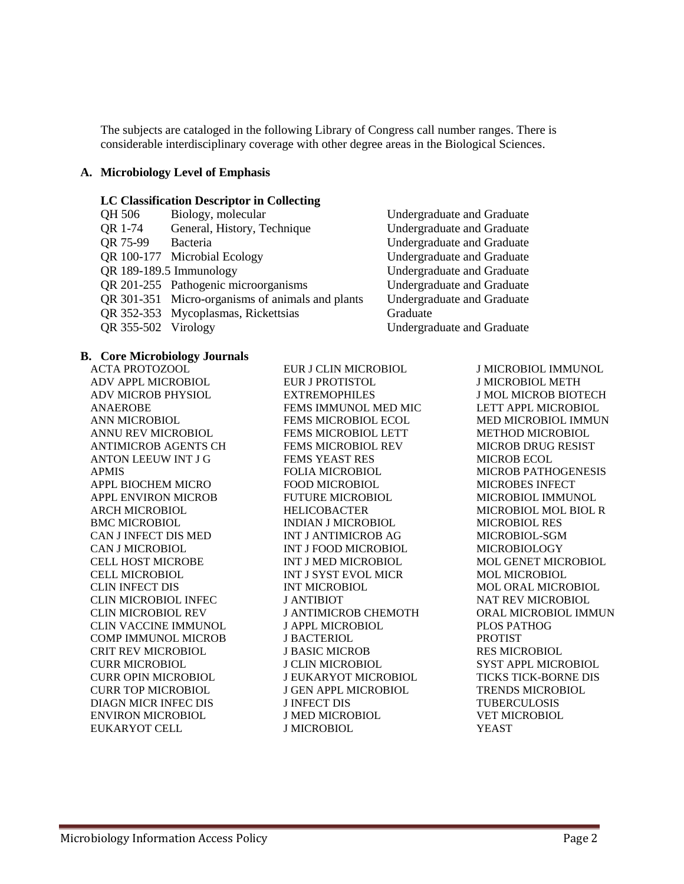The subjects are cataloged in the following Library of Congress call number ranges. There is considerable interdisciplinary coverage with other degree areas in the Biological Sciences.

### A. Microbiology Level of Emphasis

**LC Classification Descriptor in Collecting**

| | | |
|---|---|---|
| QH 506 | Biology, molecular | Undergraduate and Graduate |
| QR 1-74 | General, History, Technique | Undergraduate and Graduate |
| QR 75-99 | Bacteria | Undergraduate and Graduate |
| QR 100-177 | Microbial Ecology | Undergraduate and Graduate |
| QR 189-189.5 | Immunology | Undergraduate and Graduate |
| QR 201-255 | Pathogenic microorganisms | Undergraduate and Graduate |
| QR 301-351 | Micro-organisms of animals and plants | Undergraduate and Graduate |
| QR 352-353 | Mycoplasmas, Rickettsias | Graduate |
| QR 355-502 | Virology | Undergraduate and Graduate |

### B. Core Microbiology Journals

ACTA PROTOZOOL
ADV APPL MICROBIOL
ADV MICROB PHYSIOL
ANAEROBE
ANN MICROBIOL
ANNU REV MICROBIOL
ANTIMICROB AGENTS CH
ANTON LEEUW INT J G
APMIS
APPL BIOCHEM MICRO
APPL ENVIRON MICROB
ARCH MICROBIOL
BMC MICROBIOL
CAN J INFECT DIS MED
CAN J MICROBIOL
CELL HOST MICROBE
CELL MICROBIOL
CLIN INFECT DIS
CLIN MICROBIOL INFEC
CLIN MICROBIOL REV
CLIN VACCINE IMMUNOL
COMP IMMUNOL MICROB
CRIT REV MICROBIOL
CURR MICROBIOL
CURR OPIN MICROBIOL
CURR TOP MICROBIOL
DIAGN MICR INFEC DIS
ENVIRON MICROBIOL
EUKARYOT CELL
EUR J CLIN MICROBIOL
EUR J PROTISTOL
EXTREMOPHILES
FEMS IMMUNOL MED MIC
FEMS MICROBIOL ECOL
FEMS MICROBIOL LETT
FEMS MICROBIOL REV
FEMS YEAST RES
FOLIA MICROBIOL
FOOD MICROBIOL
FUTURE MICROBIOL
HELICOBACTER
INDIAN J MICROBIOL
INT J ANTIMICROB AG
INT J FOOD MICROBIOL
INT J MED MICROBIOL
INT J SYST EVOL MICR
INT MICROBIOL
J ANTIBIOT
J ANTIMICROB CHEMOTH
J APPL MICROBIOL
J BACTERIOL
J BASIC MICROB
J CLIN MICROBIOL
J EUKARYOT MICROBIOL
J GEN APPL MICROBIOL
J INFECT DIS
J MED MICROBIOL
J MICROBIOL
J MICROBIOL IMMUNOL
J MICROBIOL METH
J MOL MICROB BIOTECH
LETT APPL MICROBIOL
MED MICROBIOL IMMUN
METHOD MICROBIOL
MICROB DRUG RESIST
MICROB ECOL
MICROB PATHOGENESIS
MICROBES INFECT
MICROBIOL IMMUNOL
MICROBIOL MOL BIOL R
MICROBIOL RES
MICROBIOL-SGM
MICROBIOLOGY
MOL GENET MICROBIOL
MOL MICROBIOL
MOL ORAL MICROBIOL
NAT REV MICROBIOL
ORAL MICROBIOL IMMUN
PLOS PATHOG
PROTIST
RES MICROBIOL
SYST APPL MICROBIOL
TICKS TICK-BORNE DIS
TRENDS MICROBIOL
TUBERCULOSIS
VET MICROBIOL
YEAST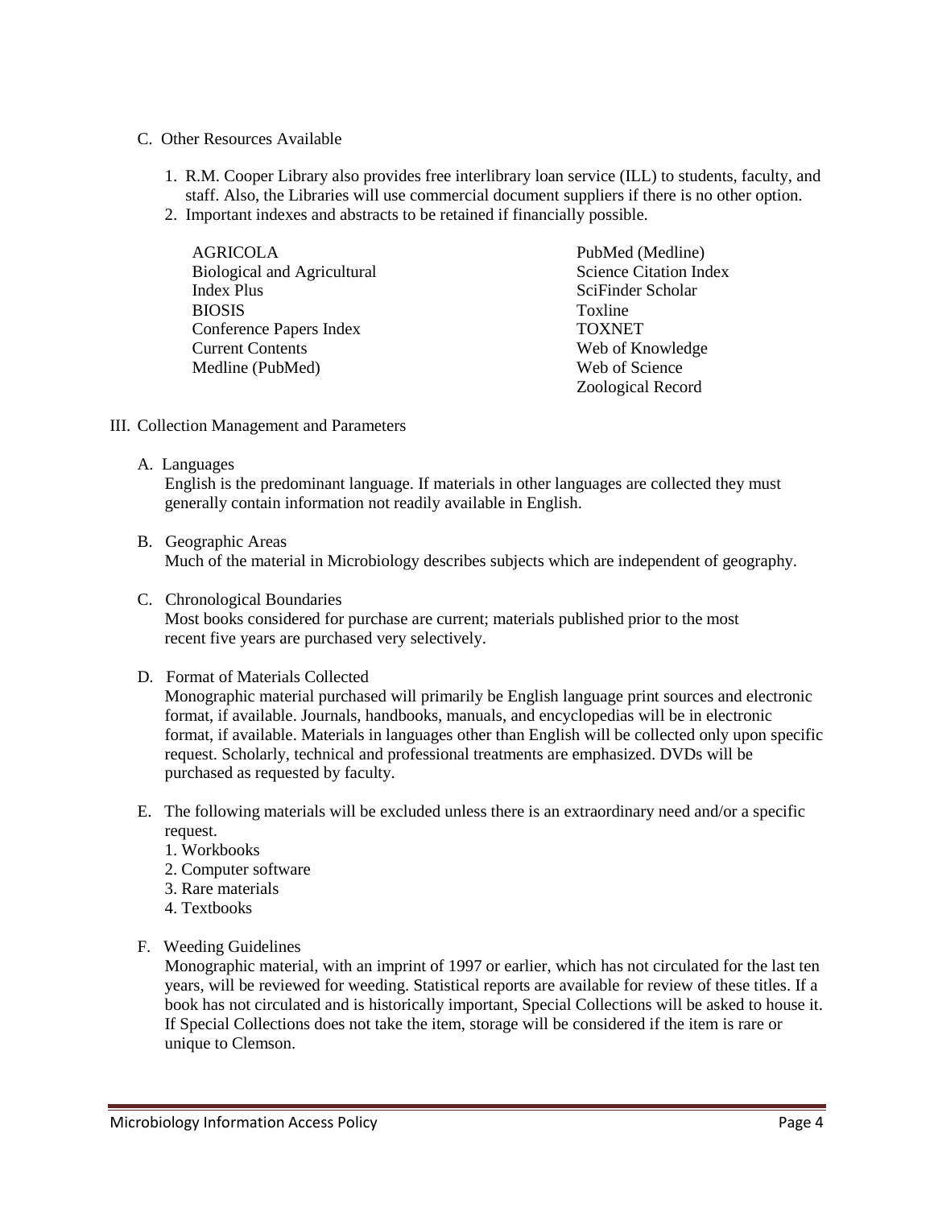C. Other Resources Available

1. R.M. Cooper Library also provides free interlibrary loan service (ILL) to students, faculty, and staff. Also, the Libraries will use commercial document suppliers if there is no other option.
2. Important indexes and abstracts to be retained if financially possible.

   - AGRICOLA
   - Biological and Agricultural Index Plus
   - BIOSIS
   - Conference Papers Index
   - Current Contents
   - Medline (PubMed)
   - PubMed (Medline)
   - Science Citation Index
   - SciFinder Scholar
   - Toxline
   - TOXNET
   - Web of Knowledge
   - Web of Science
   - Zoological Record

## III. Collection Management and Parameters

A. Languages

English is the predominant language. If materials in other languages are collected they must generally contain information not readily available in English.

B. Geographic Areas

Much of the material in Microbiology describes subjects which are independent of geography.

C. Chronological Boundaries

Most books considered for purchase are current; materials published prior to the most recent five years are purchased very selectively.

D. Format of Materials Collected

Monographic material purchased will primarily be English language print sources and electronic format, if available. Journals, handbooks, manuals, and encyclopedias will be in electronic format, if available. Materials in languages other than English will be collected only upon specific request. Scholarly, technical and professional treatments are emphasized. DVDs will be purchased as requested by faculty.

E. The following materials will be excluded unless there is an extraordinary need and/or a specific request.

1. Workbooks
2. Computer software
3. Rare materials
4. Textbooks

F. Weeding Guidelines

Monographic material, with an imprint of 1997 or earlier, which has not circulated for the last ten years, will be reviewed for weeding. Statistical reports are available for review of these titles. If a book has not circulated and is historically important, Special Collections will be asked to house it. If Special Collections does not take the item, storage will be considered if the item is rare or unique to Clemson.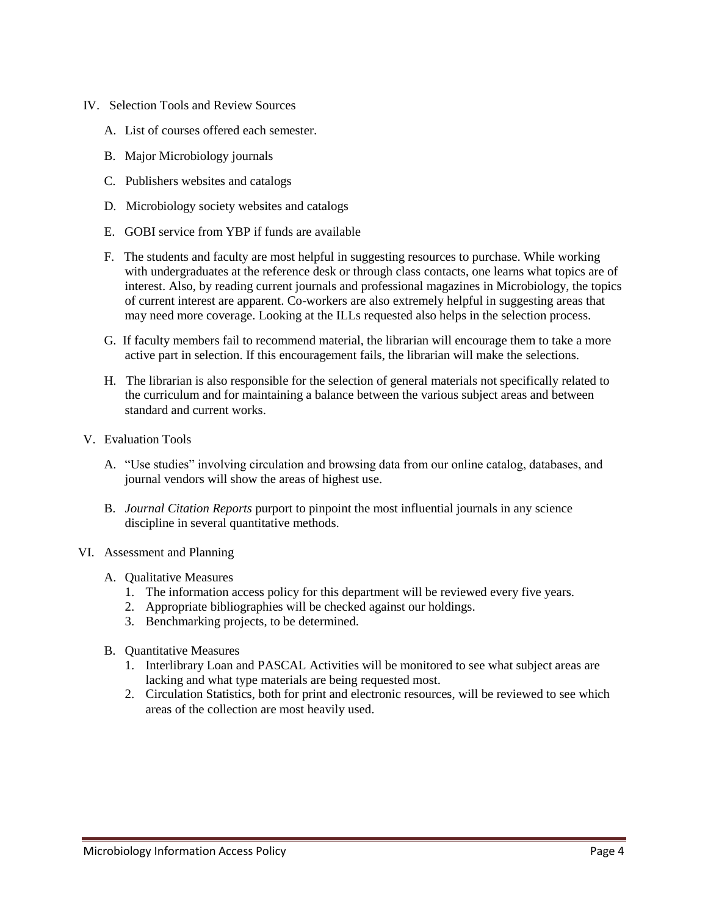## IV. Selection Tools and Review Sources

A. List of courses offered each semester.

B. Major Microbiology journals

C. Publishers websites and catalogs

D. Microbiology society websites and catalogs

E. GOBI service from YBP if funds are available

F. The students and faculty are most helpful in suggesting resources to purchase. While working with undergraduates at the reference desk or through class contacts, one learns what topics are of interest. Also, by reading current journals and professional magazines in Microbiology, the topics of current interest are apparent. Co-workers are also extremely helpful in suggesting areas that may need more coverage. Looking at the ILLs requested also helps in the selection process.

G. If faculty members fail to recommend material, the librarian will encourage them to take a more active part in selection. If this encouragement fails, the librarian will make the selections.

H. The librarian is also responsible for the selection of general materials not specifically related to the curriculum and for maintaining a balance between the various subject areas and between standard and current works.

## V. Evaluation Tools

A. "Use studies" involving circulation and browsing data from our online catalog, databases, and journal vendors will show the areas of highest use.

B. *Journal Citation Reports* purport to pinpoint the most influential journals in any science discipline in several quantitative methods.

## VI. Assessment and Planning

A. Qualitative Measures
1. The information access policy for this department will be reviewed every five years.
2. Appropriate bibliographies will be checked against our holdings.
3. Benchmarking projects, to be determined.

B. Quantitative Measures
1. Interlibrary Loan and PASCAL Activities will be monitored to see what subject areas are lacking and what type materials are being requested most.
2. Circulation Statistics, both for print and electronic resources, will be reviewed to see which areas of the collection are most heavily used.